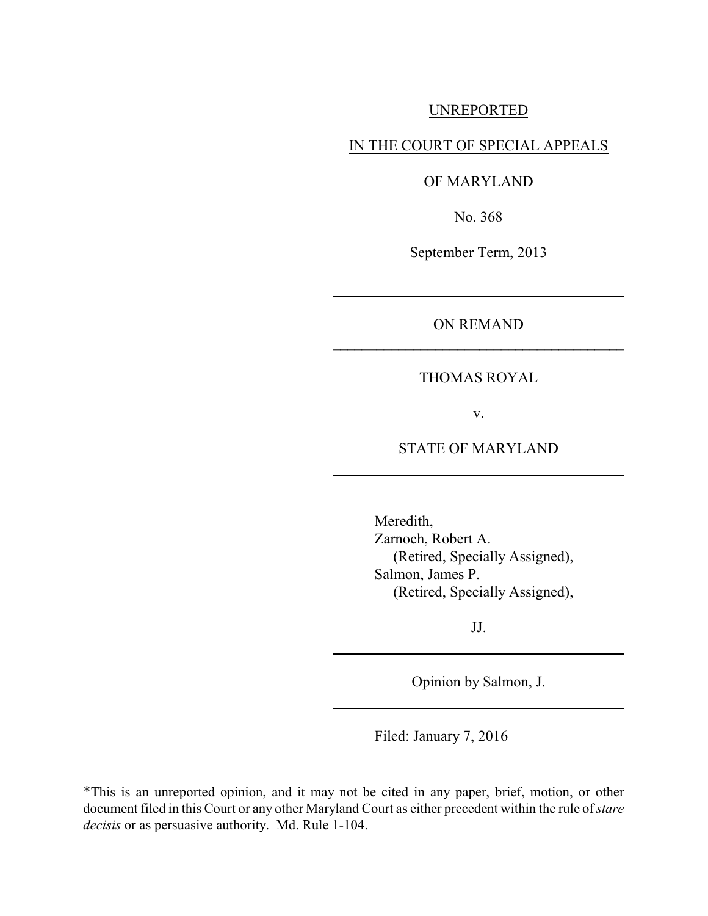UNREPORTED

IN THE COURT OF SPECIAL APPEALS

OF MARYLAND

No. 368

September Term, 2013

---

ON REMAND

---

THOMAS ROYAL

v.

STATE OF MARYLAND

---

Meredith,
Zarnoch, Robert A.
(Retired, Specially Assigned),
Salmon, James P.
(Retired, Specially Assigned),

JJ.

---

Opinion by Salmon, J.

---

Filed: January 7, 2016

*This is an unreported opinion, and it may not be cited in any paper, brief, motion, or other document filed in this Court or any other Maryland Court as either precedent within the rule of *stare decisis* or as persuasive authority. Md. Rule 1-104.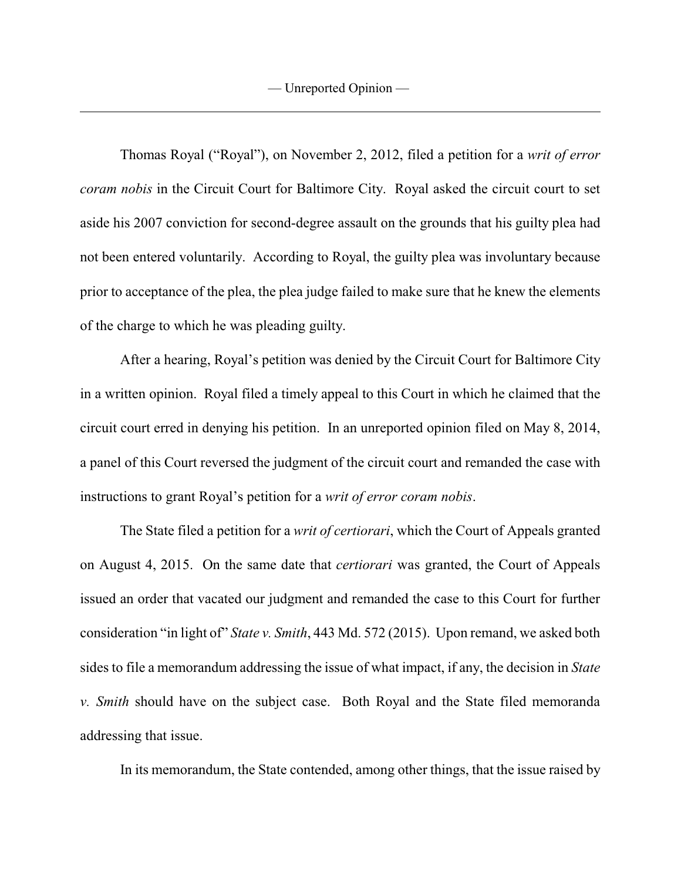Thomas Royal ("Royal"), on November 2, 2012, filed a petition for a *writ of error coram nobis* in the Circuit Court for Baltimore City. Royal asked the circuit court to set aside his 2007 conviction for second-degree assault on the grounds that his guilty plea had not been entered voluntarily. According to Royal, the guilty plea was involuntary because prior to acceptance of the plea, the plea judge failed to make sure that he knew the elements of the charge to which he was pleading guilty.

After a hearing, Royal's petition was denied by the Circuit Court for Baltimore City in a written opinion. Royal filed a timely appeal to this Court in which he claimed that the circuit court erred in denying his petition. In an unreported opinion filed on May 8, 2014, a panel of this Court reversed the judgment of the circuit court and remanded the case with instructions to grant Royal's petition for a *writ of error coram nobis*.

The State filed a petition for a *writ of certiorari*, which the Court of Appeals granted on August 4, 2015. On the same date that *certiorari* was granted, the Court of Appeals issued an order that vacated our judgment and remanded the case to this Court for further consideration "in light of" *State v. Smith*, 443 Md. 572 (2015). Upon remand, we asked both sides to file a memorandum addressing the issue of what impact, if any, the decision in *State v. Smith* should have on the subject case. Both Royal and the State filed memoranda addressing that issue.

In its memorandum, the State contended, among other things, that the issue raised by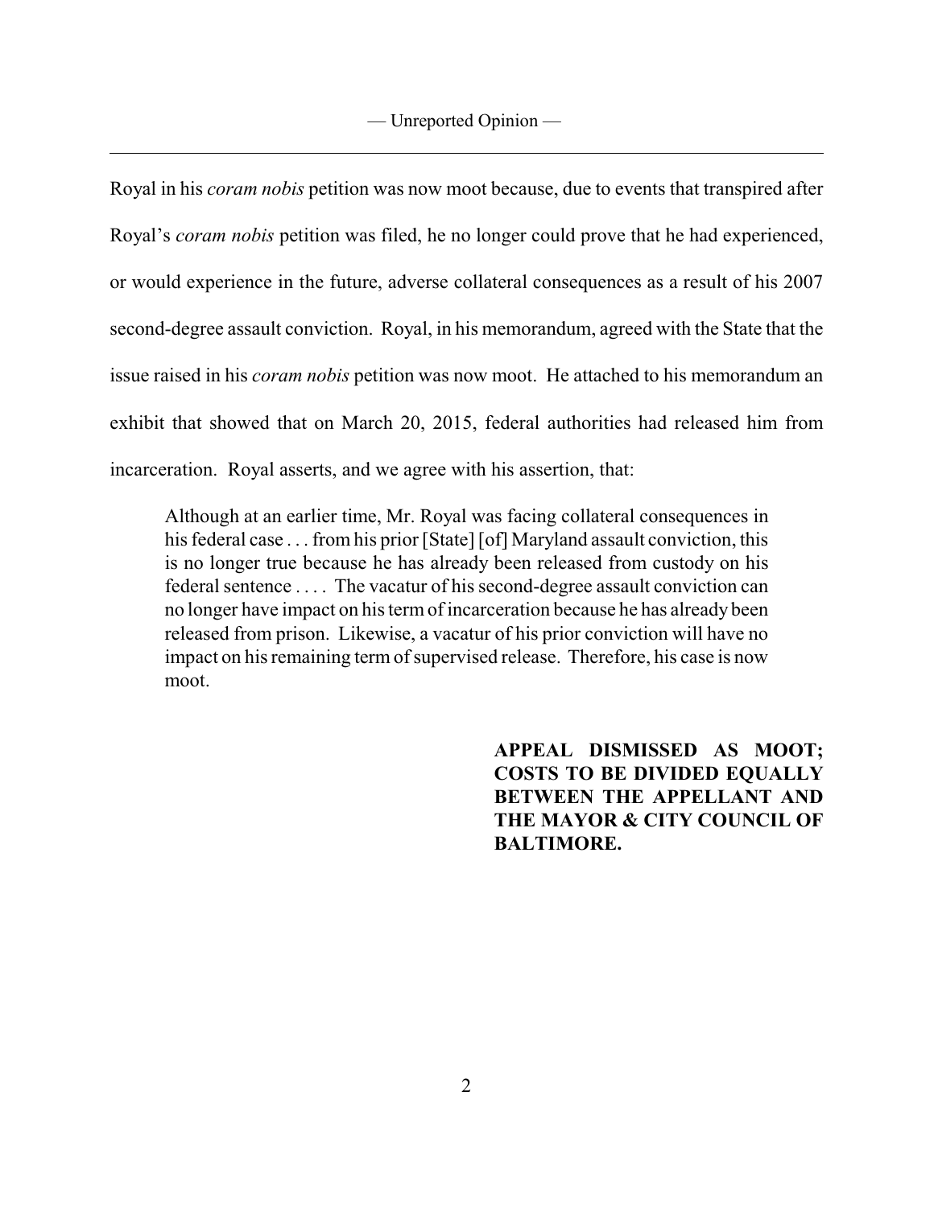Royal in his *coram nobis* petition was now moot because, due to events that transpired after Royal's *coram nobis* petition was filed, he no longer could prove that he had experienced, or would experience in the future, adverse collateral consequences as a result of his 2007 second-degree assault conviction. Royal, in his memorandum, agreed with the State that the issue raised in his *coram nobis* petition was now moot. He attached to his memorandum an exhibit that showed that on March 20, 2015, federal authorities had released him from incarceration. Royal asserts, and we agree with his assertion, that:

> Although at an earlier time, Mr. Royal was facing collateral consequences in his federal case . . . from his prior [State] [of] Maryland assault conviction, this is no longer true because he has already been released from custody on his federal sentence . . . . The vacatur of his second-degree assault conviction can no longer have impact on his term of incarceration because he has already been released from prison. Likewise, a vacatur of his prior conviction will have no impact on his remaining term of supervised release. Therefore, his case is now moot.

**APPEAL DISMISSED AS MOOT; COSTS TO BE DIVIDED EQUALLY BETWEEN THE APPELLANT AND THE MAYOR & CITY COUNCIL OF BALTIMORE.**